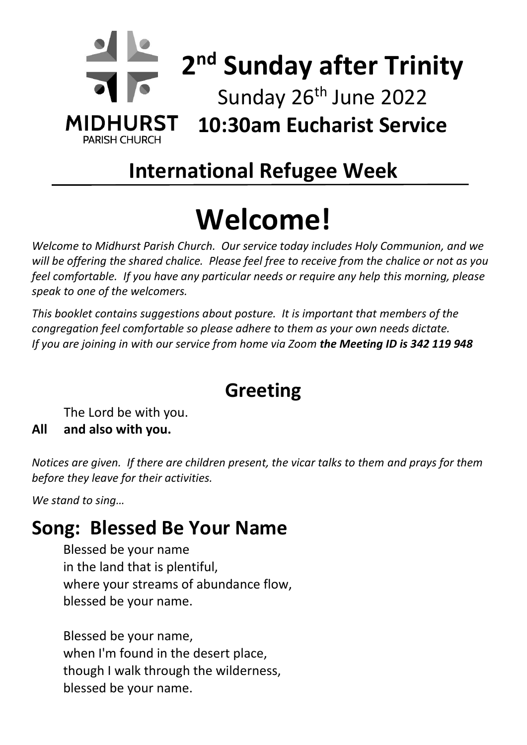MIDHURST
PARISH CHURCH

# 2nd Sunday after Trinity

Sunday 26th June 2022

**10:30am Eucharist Service**

## International Refugee Week

# Welcome!

*Welcome to Midhurst Parish Church. Our service today includes Holy Communion, and we will be offering the shared chalice. Please feel free to receive from the chalice or not as you feel comfortable. If you have any particular needs or require any help this morning, please speak to one of the welcomers.*

*This booklet contains suggestions about posture. It is important that members of the congregation feel comfortable so please adhere to them as your own needs dictate.*
*If you are joining in with our service from home via Zoom* ***the Meeting ID is 342 119 948***

## Greeting

The Lord be with you.
**All and also with you.**

*Notices are given. If there are children present, the vicar talks to them and prays for them before they leave for their activities.*

*We stand to sing…*

## Song: Blessed Be Your Name

Blessed be your name
in the land that is plentiful,
where your streams of abundance flow,
blessed be your name.

Blessed be your name,
when I'm found in the desert place,
though I walk through the wilderness,
blessed be your name.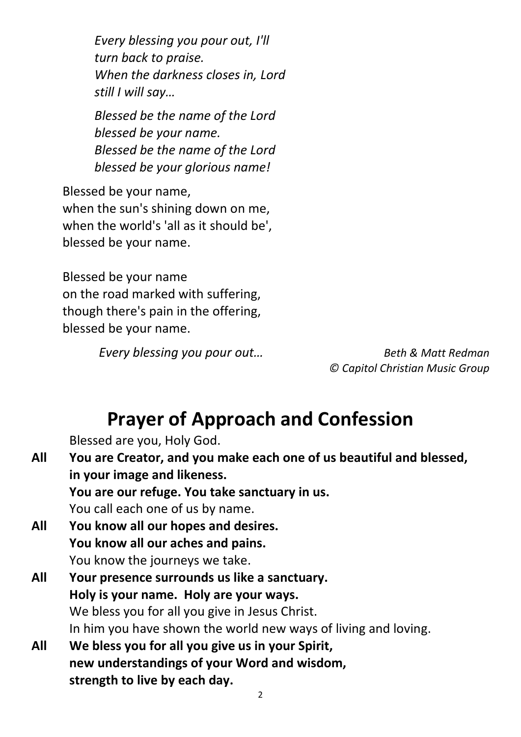*Every blessing you pour out, I'll*
*turn back to praise.*
*When the darkness closes in, Lord*
*still I will say…*

*Blessed be the name of the Lord*
*blessed be your name.*
*Blessed be the name of the Lord*
*blessed be your glorious name!*

Blessed be your name,
when the sun's shining down on me,
when the world's 'all as it should be',
blessed be your name.

Blessed be your name
on the road marked with suffering,
though there's pain in the offering,
blessed be your name.

*Every blessing you pour out…*

*Beth & Matt Redman*
*© Capitol Christian Music Group*

# Prayer of Approach and Confession

Blessed are you, Holy God.

**All** **You are Creator, and you make each one of us beautiful and blessed, in your image and likeness.**
**You are our refuge. You take sanctuary in us.**

You call each one of us by name.

**All** **You know all our hopes and desires.**
**You know all our aches and pains.**

You know the journeys we take.

**All** **Your presence surrounds us like a sanctuary.**
**Holy is your name. Holy are your ways.**

We bless you for all you give in Jesus Christ.
In him you have shown the world new ways of living and loving.

**All** **We bless you for all you give us in your Spirit,**
**new understandings of your Word and wisdom,**
**strength to live by each day.**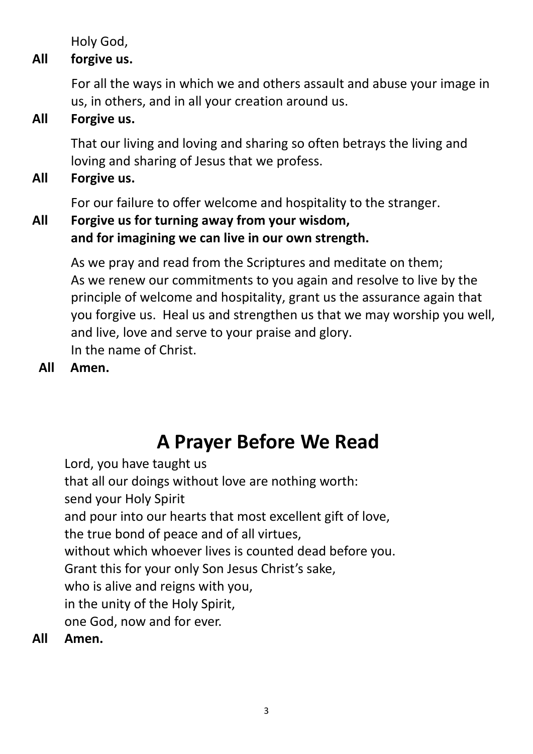Holy God,

**All forgive us.**

For all the ways in which we and others assault and abuse your image in us, in others, and in all your creation around us.

**All Forgive us.**

That our living and loving and sharing so often betrays the living and loving and sharing of Jesus that we profess.

**All Forgive us.**

For our failure to offer welcome and hospitality to the stranger.

**All Forgive us for turning away from your wisdom,**
**and for imagining we can live in our own strength.**

As we pray and read from the Scriptures and meditate on them;
As we renew our commitments to you again and resolve to live by the principle of welcome and hospitality, grant us the assurance again that you forgive us. Heal us and strengthen us that we may worship you well, and live, love and serve to your praise and glory.
In the name of Christ.

**All Amen.**

# A Prayer Before We Read

Lord, you have taught us
that all our doings without love are nothing worth:
send your Holy Spirit
and pour into our hearts that most excellent gift of love,
the true bond of peace and of all virtues,
without which whoever lives is counted dead before you.
Grant this for your only Son Jesus Christ's sake,
who is alive and reigns with you,
in the unity of the Holy Spirit,
one God, now and for ever.

**All Amen.**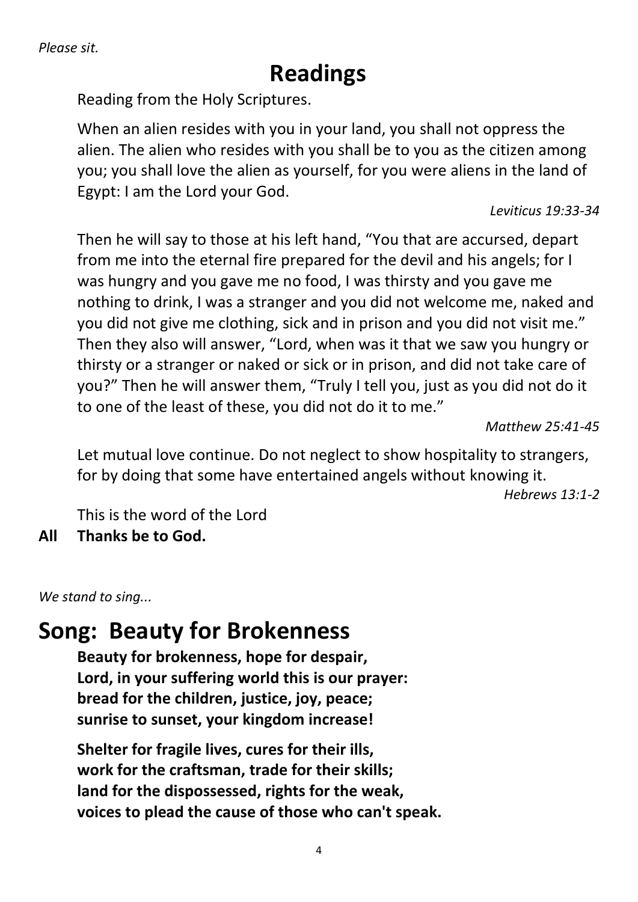*Please sit.*

# Readings

Reading from the Holy Scriptures.

When an alien resides with you in your land, you shall not oppress the alien. The alien who resides with you shall be to you as the citizen among you; you shall love the alien as yourself, for you were aliens in the land of Egypt: I am the Lord your God.

*Leviticus 19:33-34*

Then he will say to those at his left hand, "You that are accursed, depart from me into the eternal fire prepared for the devil and his angels; for I was hungry and you gave me no food, I was thirsty and you gave me nothing to drink, I was a stranger and you did not welcome me, naked and you did not give me clothing, sick and in prison and you did not visit me." Then they also will answer, "Lord, when was it that we saw you hungry or thirsty or a stranger or naked or sick or in prison, and did not take care of you?" Then he will answer them, "Truly I tell you, just as you did not do it to one of the least of these, you did not do it to me."

*Matthew 25:41-45*

Let mutual love continue. Do not neglect to show hospitality to strangers, for by doing that some have entertained angels without knowing it.

*Hebrews 13:1-2*

This is the word of the Lord

**All Thanks be to God.**

*We stand to sing...*

# Song: Beauty for Brokenness

**Beauty for brokenness, hope for despair,**
**Lord, in your suffering world this is our prayer:**
**bread for the children, justice, joy, peace;**
**sunrise to sunset, your kingdom increase!**

**Shelter for fragile lives, cures for their ills,**
**work for the craftsman, trade for their skills;**
**land for the dispossessed, rights for the weak,**
**voices to plead the cause of those who can't speak.**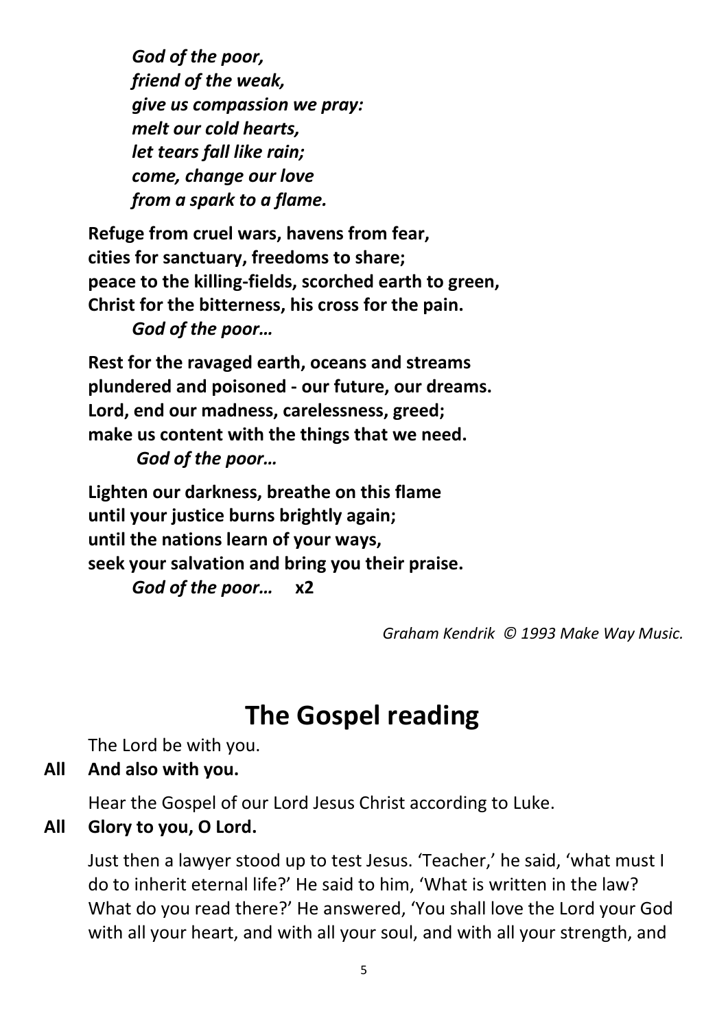*God of the poor,*
*friend of the weak,*
*give us compassion we pray:*
*melt our cold hearts,*
*let tears fall like rain;*
*come, change our love*
*from a spark to a flame.*

**Refuge from cruel wars, havens from fear,**
**cities for sanctuary, freedoms to share;**
**peace to the killing-fields, scorched earth to green,**
**Christ for the bitterness, his cross for the pain.**
***God of the poor…***

**Rest for the ravaged earth, oceans and streams**
**plundered and poisoned - our future, our dreams.**
**Lord, end our madness, carelessness, greed;**
**make us content with the things that we need.**
***God of the poor…***

**Lighten our darkness, breathe on this flame**
**until your justice burns brightly again;**
**until the nations learn of your ways,**
**seek your salvation and bring you their praise.**
***God of the poor…*** **x2**

*Graham Kendrik © 1993 Make Way Music.*

# The Gospel reading

The Lord be with you.

**All And also with you.**

Hear the Gospel of our Lord Jesus Christ according to Luke.

**All Glory to you, O Lord.**

Just then a lawyer stood up to test Jesus. 'Teacher,' he said, 'what must I do to inherit eternal life?' He said to him, 'What is written in the law? What do you read there?' He answered, 'You shall love the Lord your God with all your heart, and with all your soul, and with all your strength, and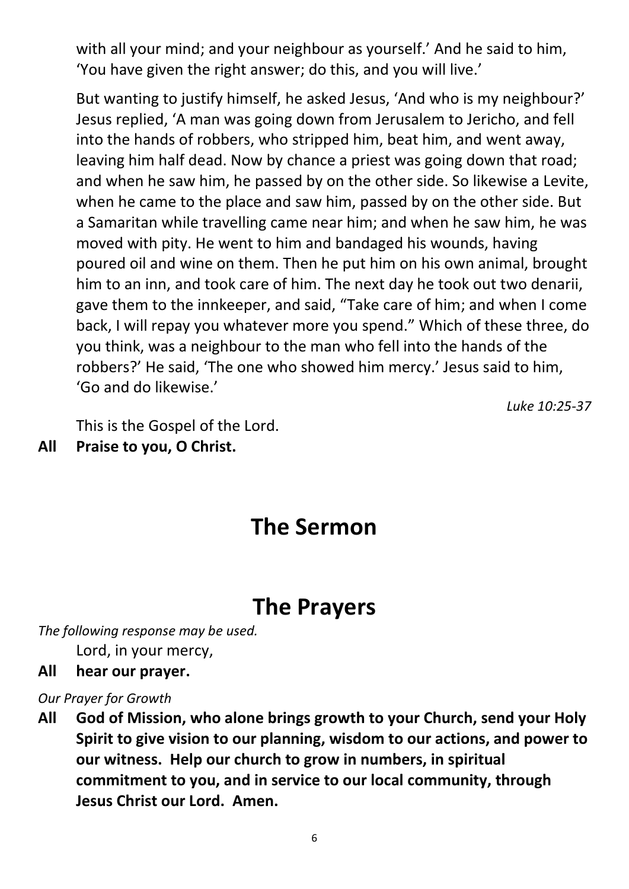with all your mind; and your neighbour as yourself.' And he said to him, 'You have given the right answer; do this, and you will live.'

But wanting to justify himself, he asked Jesus, 'And who is my neighbour?' Jesus replied, 'A man was going down from Jerusalem to Jericho, and fell into the hands of robbers, who stripped him, beat him, and went away, leaving him half dead. Now by chance a priest was going down that road; and when he saw him, he passed by on the other side. So likewise a Levite, when he came to the place and saw him, passed by on the other side. But a Samaritan while travelling came near him; and when he saw him, he was moved with pity. He went to him and bandaged his wounds, having poured oil and wine on them. Then he put him on his own animal, brought him to an inn, and took care of him. The next day he took out two denarii, gave them to the innkeeper, and said, "Take care of him; and when I come back, I will repay you whatever more you spend." Which of these three, do you think, was a neighbour to the man who fell into the hands of the robbers?' He said, 'The one who showed him mercy.' Jesus said to him, 'Go and do likewise.'

*Luke 10:25-37*

This is the Gospel of the Lord.

**All Praise to you, O Christ.**

# The Sermon

# The Prayers

*The following response may be used.*

Lord, in your mercy,

**All hear our prayer.**

*Our Prayer for Growth*

**All God of Mission, who alone brings growth to your Church, send your Holy Spirit to give vision to our planning, wisdom to our actions, and power to our witness. Help our church to grow in numbers, in spiritual commitment to you, and in service to our local community, through Jesus Christ our Lord. Amen.**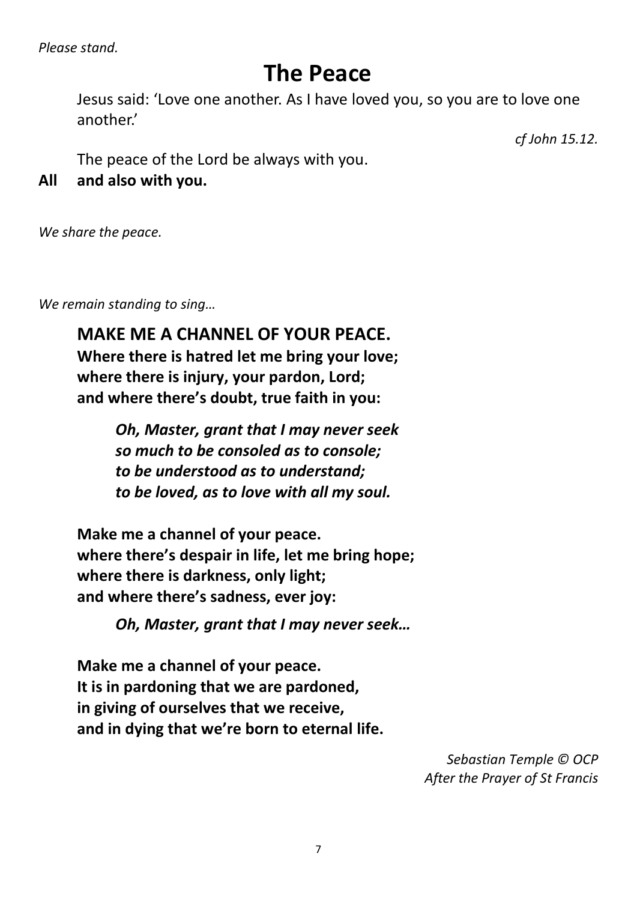*Please stand.*

# The Peace

Jesus said: 'Love one another. As I have loved you, so you are to love one another.'

*cf John 15.12.*

The peace of the Lord be always with you.

**All and also with you.**

*We share the peace.*

*We remain standing to sing…*

**MAKE ME A CHANNEL OF YOUR PEACE.**
**Where there is hatred let me bring your love;**
**where there is injury, your pardon, Lord;**
**and where there's doubt, true faith in you:**

> ***Oh, Master, grant that I may never seek***
> ***so much to be consoled as to console;***
> ***to be understood as to understand;***
> ***to be loved, as to love with all my soul.***

**Make me a channel of your peace.**
**where there's despair in life, let me bring hope;**
**where there is darkness, only light;**
**and where there's sadness, ever joy:**

> ***Oh, Master, grant that I may never seek…***

**Make me a channel of your peace.**
**It is in pardoning that we are pardoned,**
**in giving of ourselves that we receive,**
**and in dying that we're born to eternal life.**

*Sebastian Temple © OCP*
*After the Prayer of St Francis*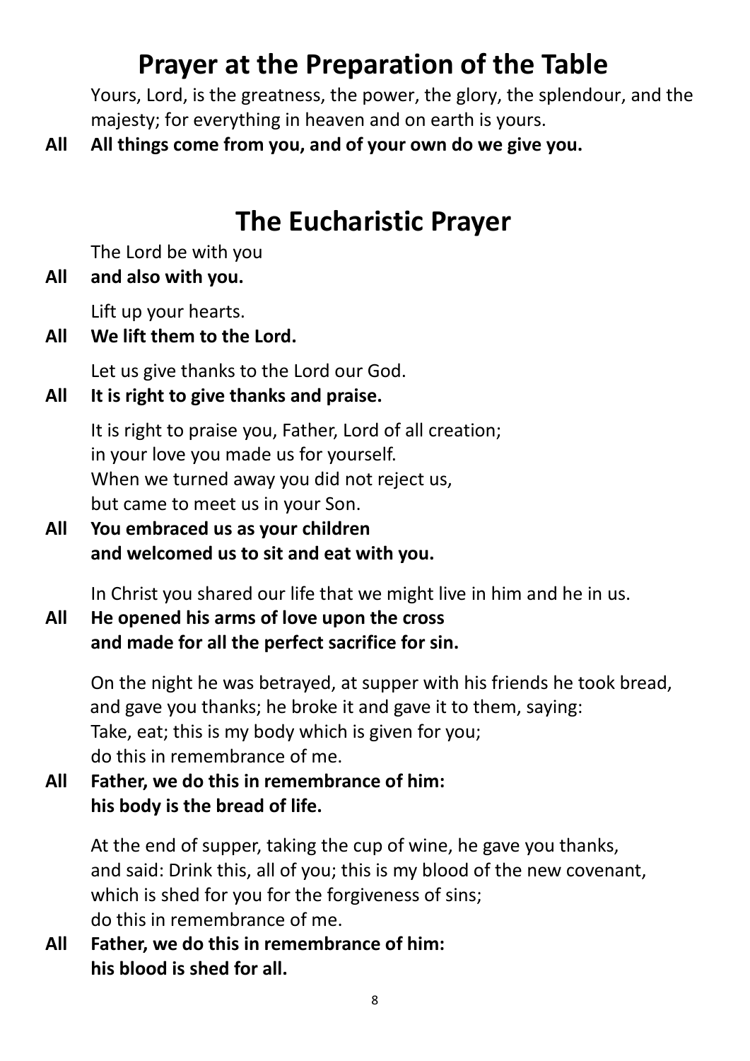# Prayer at the Preparation of the Table

Yours, Lord, is the greatness, the power, the glory, the splendour, and the majesty; for everything in heaven and on earth is yours.

**All** **All things come from you, and of your own do we give you.**

# The Eucharistic Prayer

The Lord be with you

**All** **and also with you.**

Lift up your hearts.

**All** **We lift them to the Lord.**

Let us give thanks to the Lord our God.

**All** **It is right to give thanks and praise.**

It is right to praise you, Father, Lord of all creation;
in your love you made us for yourself.
When we turned away you did not reject us,
but came to meet us in your Son.

**All** **You embraced us as your children**
**and welcomed us to sit and eat with you.**

In Christ you shared our life that we might live in him and he in us.

**All** **He opened his arms of love upon the cross**
**and made for all the perfect sacrifice for sin.**

On the night he was betrayed, at supper with his friends he took bread,
and gave you thanks; he broke it and gave it to them, saying:
Take, eat; this is my body which is given for you;
do this in remembrance of me.

**All** **Father, we do this in remembrance of him:**
**his body is the bread of life.**

At the end of supper, taking the cup of wine, he gave you thanks,
and said: Drink this, all of you; this is my blood of the new covenant,
which is shed for you for the forgiveness of sins;
do this in remembrance of me.

**All** **Father, we do this in remembrance of him:**
**his blood is shed for all.**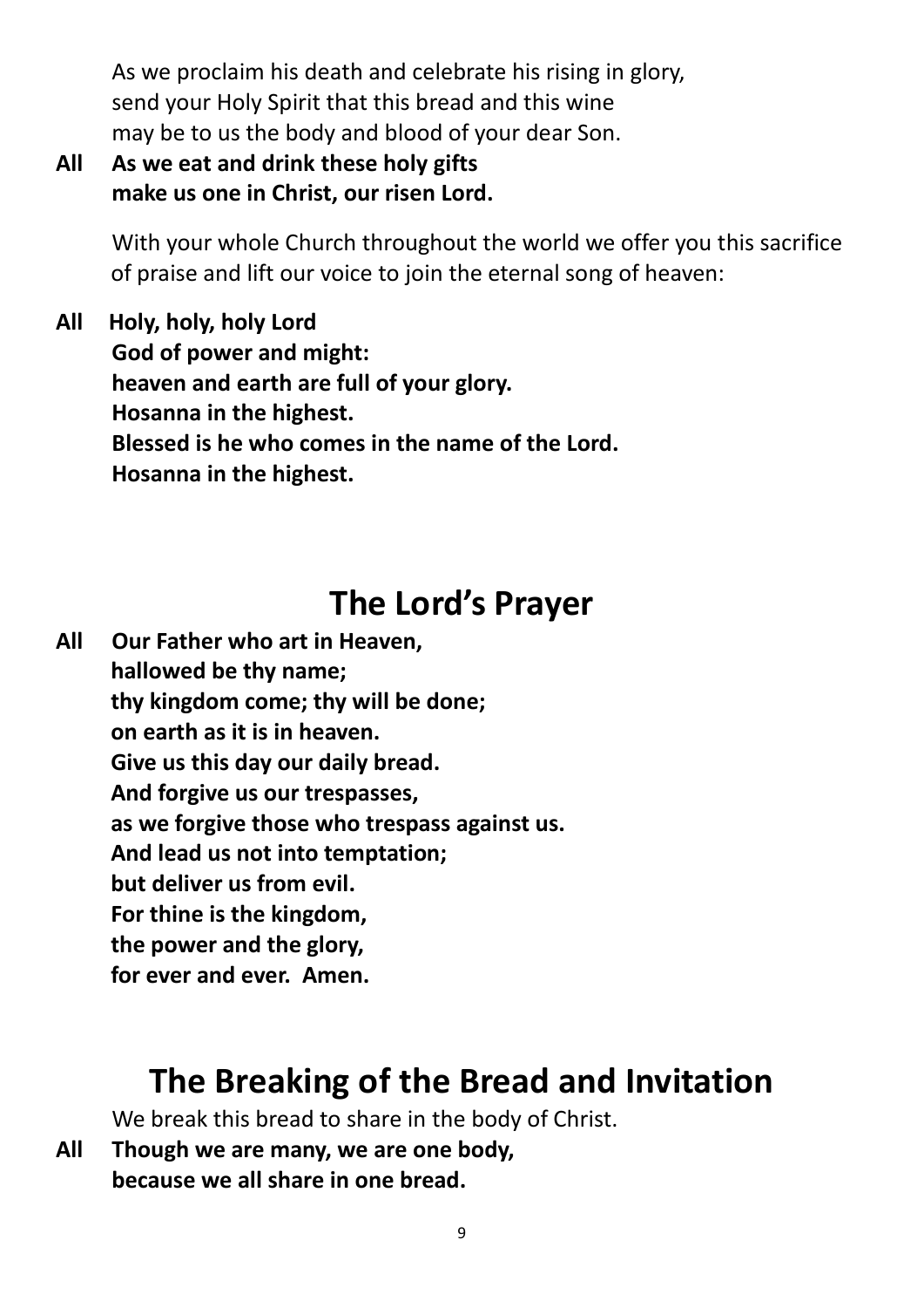As we proclaim his death and celebrate his rising in glory,
send your Holy Spirit that this bread and this wine
may be to us the body and blood of your dear Son.

**All As we eat and drink these holy gifts**
**make us one in Christ, our risen Lord.**

With your whole Church throughout the world we offer you this sacrifice of praise and lift our voice to join the eternal song of heaven:

**All Holy, holy, holy Lord**
**God of power and might:**
**heaven and earth are full of your glory.**
**Hosanna in the highest.**
**Blessed is he who comes in the name of the Lord.**
**Hosanna in the highest.**

## The Lord's Prayer

**All Our Father who art in Heaven,**
**hallowed be thy name;**
**thy kingdom come; thy will be done;**
**on earth as it is in heaven.**
**Give us this day our daily bread.**
**And forgive us our trespasses,**
**as we forgive those who trespass against us.**
**And lead us not into temptation;**
**but deliver us from evil.**
**For thine is the kingdom,**
**the power and the glory,**
**for ever and ever. Amen.**

## The Breaking of the Bread and Invitation

We break this bread to share in the body of Christ.

**All Though we are many, we are one body,**
**because we all share in one bread.**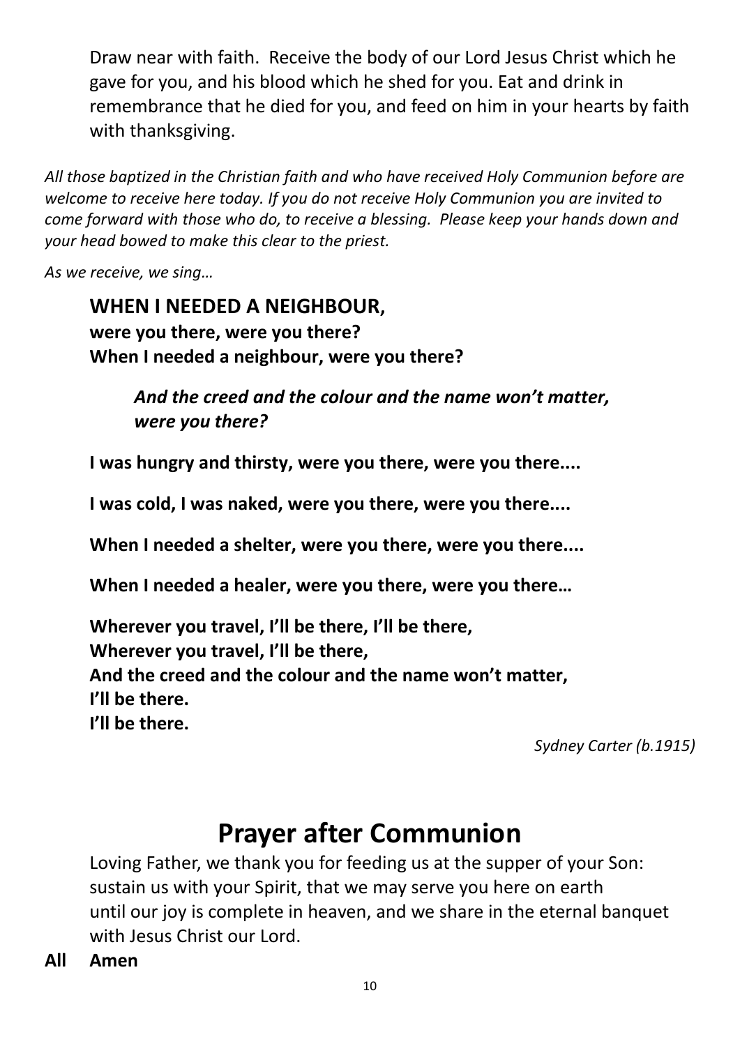Draw near with faith. Receive the body of our Lord Jesus Christ which he gave for you, and his blood which he shed for you. Eat and drink in remembrance that he died for you, and feed on him in your hearts by faith with thanksgiving.

*All those baptized in the Christian faith and who have received Holy Communion before are welcome to receive here today. If you do not receive Holy Communion you are invited to come forward with those who do, to receive a blessing. Please keep your hands down and your head bowed to make this clear to the priest.*

*As we receive, we sing…*

**WHEN I NEEDED A NEIGHBOUR,**
**were you there, were you there?**
**When I needed a neighbour, were you there?**

> ***And the creed and the colour and the name won't matter,***
> ***were you there?***

**I was hungry and thirsty, were you there, were you there....**

**I was cold, I was naked, were you there, were you there....**

**When I needed a shelter, were you there, were you there....**

**When I needed a healer, were you there, were you there…**

**Wherever you travel, I'll be there, I'll be there,**
**Wherever you travel, I'll be there,**
**And the creed and the colour and the name won't matter,**
**I'll be there.**
**I'll be there.**

*Sydney Carter (b.1915)*

# Prayer after Communion

Loving Father, we thank you for feeding us at the supper of your Son: sustain us with your Spirit, that we may serve you here on earth until our joy is complete in heaven, and we share in the eternal banquet with Jesus Christ our Lord.

**All Amen**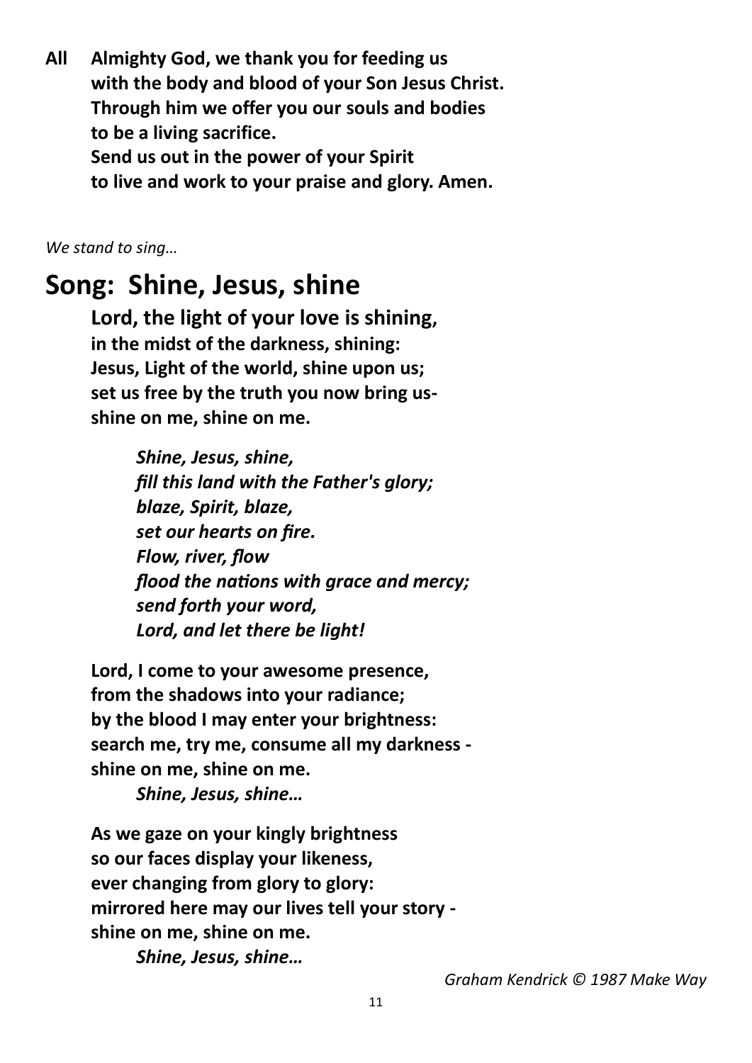**All Almighty God, we thank you for feeding us with the body and blood of your Son Jesus Christ. Through him we offer you our souls and bodies to be a living sacrifice. Send us out in the power of your Spirit to live and work to your praise and glory. Amen.**

*We stand to sing…*

# Song: Shine, Jesus, shine

**Lord, the light of your love is shining,**
**in the midst of the darkness, shining:**
**Jesus, Light of the world, shine upon us;**
**set us free by the truth you now bring us-**
**shine on me, shine on me.**

> ***Shine, Jesus, shine,***
> ***fill this land with the Father's glory;***
> ***blaze, Spirit, blaze,***
> ***set our hearts on fire.***
> ***Flow, river, flow***
> ***flood the nations with grace and mercy;***
> ***send forth your word,***
> ***Lord, and let there be light!***

**Lord, I come to your awesome presence,**
**from the shadows into your radiance;**
**by the blood I may enter your brightness:**
**search me, try me, consume all my darkness -**
**shine on me, shine on me.**
***Shine, Jesus, shine…***

**As we gaze on your kingly brightness**
**so our faces display your likeness,**
**ever changing from glory to glory:**
**mirrored here may our lives tell your story -**
**shine on me, shine on me.**
***Shine, Jesus, shine…***

*Graham Kendrick © 1987 Make Way*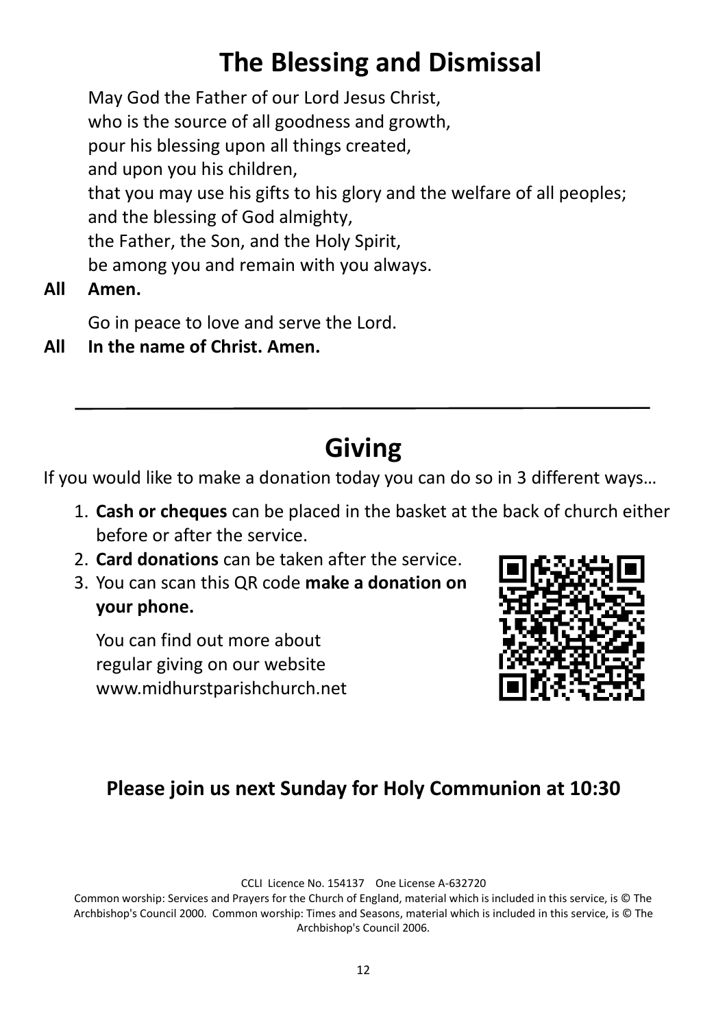# The Blessing and Dismissal

May God the Father of our Lord Jesus Christ,
who is the source of all goodness and growth,
pour his blessing upon all things created,
and upon you his children,
that you may use his gifts to his glory and the welfare of all peoples;
and the blessing of God almighty,
the Father, the Son, and the Holy Spirit,
be among you and remain with you always.

**All Amen.**

Go in peace to love and serve the Lord.

**All In the name of Christ. Amen.**

---

# Giving

If you would like to make a donation today you can do so in 3 different ways…

1. **Cash or cheques** can be placed in the basket at the back of church either before or after the service.
2. **Card donations** can be taken after the service.
3. You can scan this QR code **make a donation on your phone.**

   You can find out more about regular giving on our website www.midhurstparishchurch.net

## Please join us next Sunday for Holy Communion at 10:30

CCLI Licence No. 154137 One License A-632720

Common worship: Services and Prayers for the Church of England, material which is included in this service, is © The Archbishop's Council 2000. Common worship: Times and Seasons, material which is included in this service, is © The Archbishop's Council 2006.